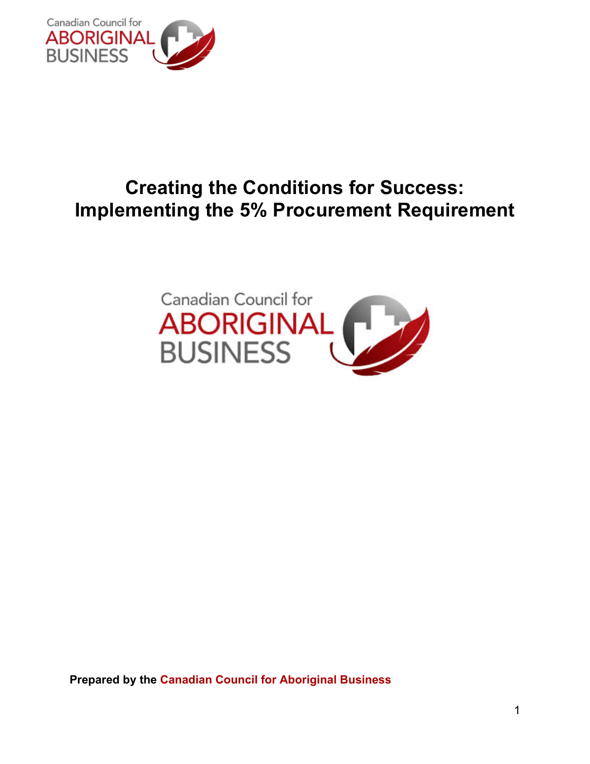# Creating the Conditions for Success: Implementing the 5% Procurement Requirement

**Prepared by the Canadian Council for Aboriginal Business**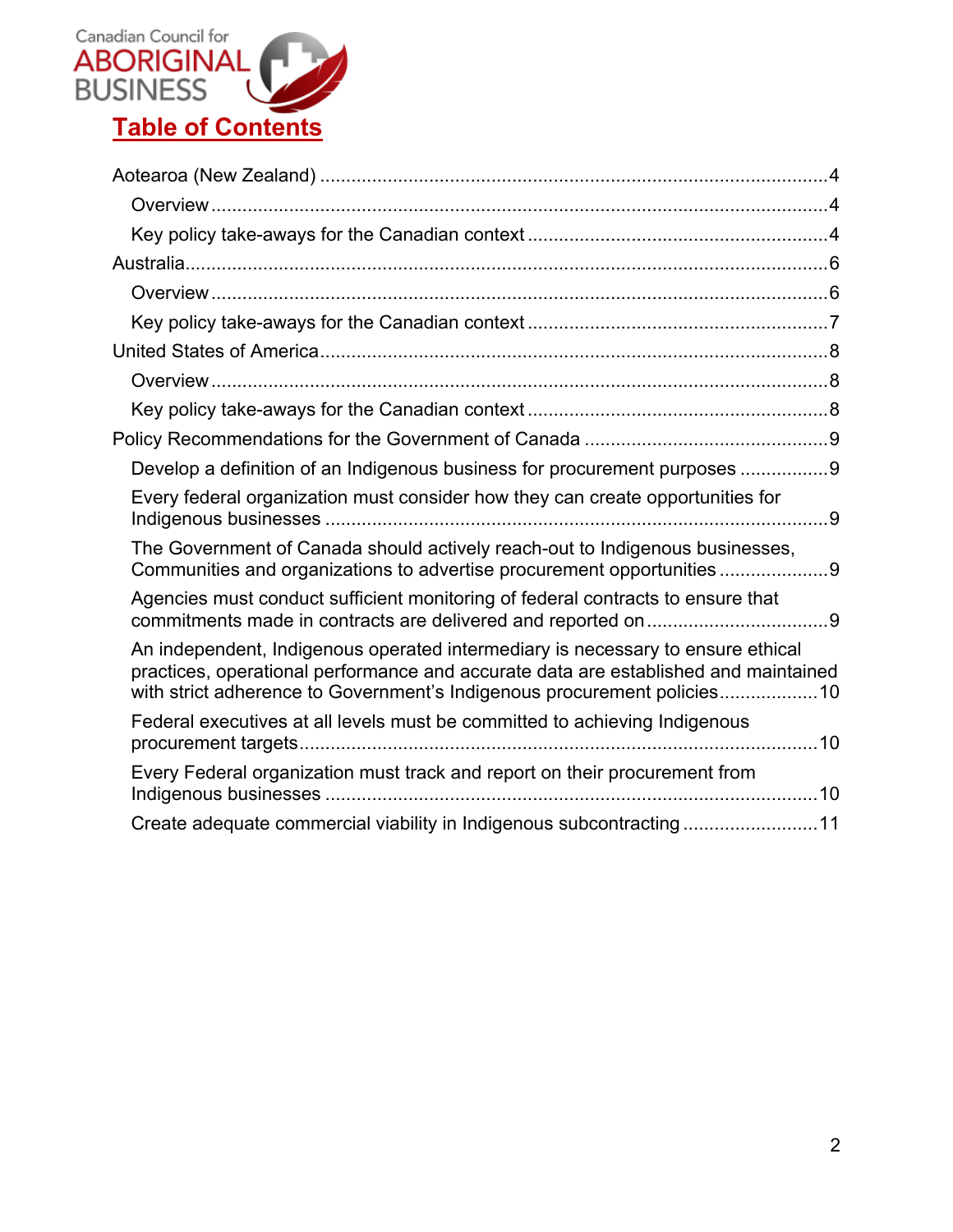Canadian Council for ABORIGINAL BUSINESS

# Table of Contents

Aotearoa (New Zealand) ........................................ 4
- Overview ........................................ 4
- Key policy take-aways for the Canadian context ........................................ 4

Australia ........................................ 6
- Overview ........................................ 6
- Key policy take-aways for the Canadian context ........................................ 7

United States of America ........................................ 8
- Overview ........................................ 8
- Key policy take-aways for the Canadian context ........................................ 8

Policy Recommendations for the Government of Canada ........................................ 9
- Develop a definition of an Indigenous business for procurement purposes ........................................ 9
- Every federal organization must consider how they can create opportunities for Indigenous businesses ........................................ 9
- The Government of Canada should actively reach-out to Indigenous businesses, Communities and organizations to advertise procurement opportunities ........................................ 9
- Agencies must conduct sufficient monitoring of federal contracts to ensure that commitments made in contracts are delivered and reported on ........................................ 9
- An independent, Indigenous operated intermediary is necessary to ensure ethical practices, operational performance and accurate data are established and maintained with strict adherence to Government's Indigenous procurement policies ........................................ 10
- Federal executives at all levels must be committed to achieving Indigenous procurement targets ........................................ 10
- Every Federal organization must track and report on their procurement from Indigenous businesses ........................................ 10
- Create adequate commercial viability in Indigenous subcontracting ........................................ 11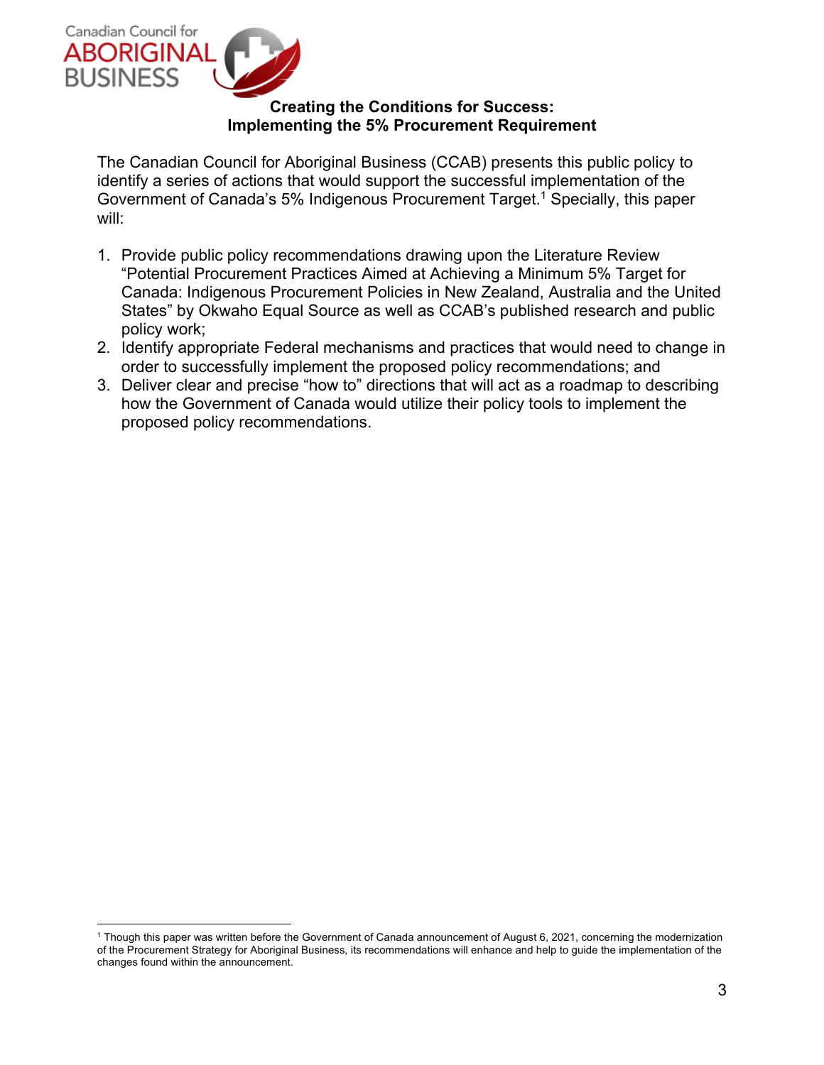## Creating the Conditions for Success: Implementing the 5% Procurement Requirement

The Canadian Council for Aboriginal Business (CCAB) presents this public policy to identify a series of actions that would support the successful implementation of the Government of Canada's 5% Indigenous Procurement Target.[1] Specially, this paper will:

1. Provide public policy recommendations drawing upon the Literature Review "Potential Procurement Practices Aimed at Achieving a Minimum 5% Target for Canada: Indigenous Procurement Policies in New Zealand, Australia and the United States" by Okwaho Equal Source as well as CCAB's published research and public policy work;
2. Identify appropriate Federal mechanisms and practices that would need to change in order to successfully implement the proposed policy recommendations; and
3. Deliver clear and precise "how to" directions that will act as a roadmap to describing how the Government of Canada would utilize their policy tools to implement the proposed policy recommendations.

---

[1] Though this paper was written before the Government of Canada announcement of August 6, 2021, concerning the modernization of the Procurement Strategy for Aboriginal Business, its recommendations will enhance and help to guide the implementation of the changes found within the announcement.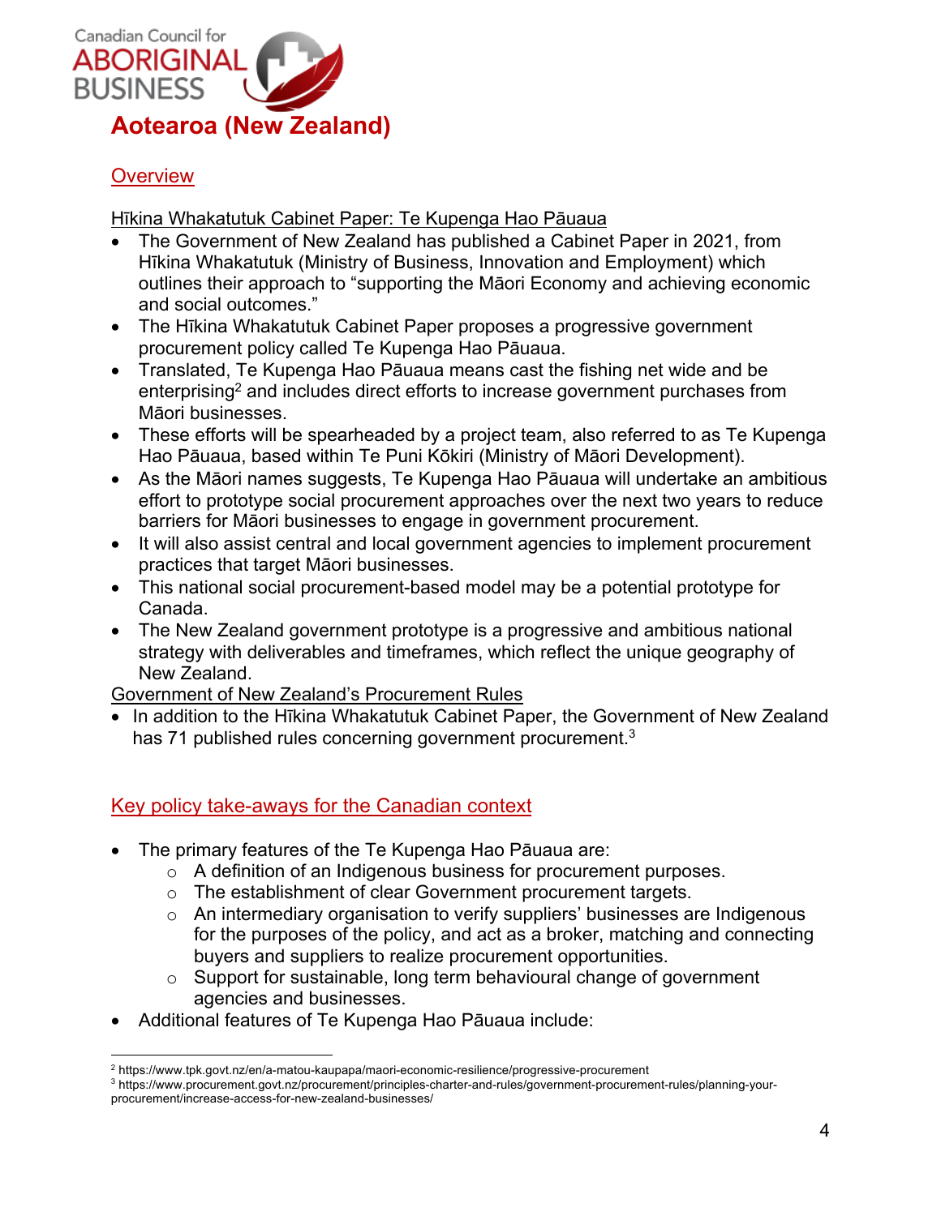Canadian Council for ABORIGINAL BUSINESS

# Aotearoa (New Zealand)

## Overview

Hīkina Whakatutuk Cabinet Paper: Te Kupenga Hao Pāuaua

- The Government of New Zealand has published a Cabinet Paper in 2021, from Hīkina Whakatutuk (Ministry of Business, Innovation and Employment) which outlines their approach to "supporting the Māori Economy and achieving economic and social outcomes."
- The Hīkina Whakatutuk Cabinet Paper proposes a progressive government procurement policy called Te Kupenga Hao Pāuaua.
- Translated, Te Kupenga Hao Pāuaua means cast the fishing net wide and be enterprising[2] and includes direct efforts to increase government purchases from Māori businesses.
- These efforts will be spearheaded by a project team, also referred to as Te Kupenga Hao Pāuaua, based within Te Puni Kōkiri (Ministry of Māori Development).
- As the Māori names suggests, Te Kupenga Hao Pāuaua will undertake an ambitious effort to prototype social procurement approaches over the next two years to reduce barriers for Māori businesses to engage in government procurement.
- It will also assist central and local government agencies to implement procurement practices that target Māori businesses.
- This national social procurement-based model may be a potential prototype for Canada.
- The New Zealand government prototype is a progressive and ambitious national strategy with deliverables and timeframes, which reflect the unique geography of New Zealand.

Government of New Zealand's Procurement Rules

- In addition to the Hīkina Whakatutuk Cabinet Paper, the Government of New Zealand has 71 published rules concerning government procurement.[3]

## Key policy take-aways for the Canadian context

- The primary features of the Te Kupenga Hao Pāuaua are:
  - A definition of an Indigenous business for procurement purposes.
  - The establishment of clear Government procurement targets.
  - An intermediary organisation to verify suppliers' businesses are Indigenous for the purposes of the policy, and act as a broker, matching and connecting buyers and suppliers to realize procurement opportunities.
  - Support for sustainable, long term behavioural change of government agencies and businesses.
- Additional features of Te Kupenga Hao Pāuaua include:

---

[2] https://www.tpk.govt.nz/en/a-matou-kaupapa/maori-economic-resilience/progressive-procurement

[3] https://www.procurement.govt.nz/procurement/principles-charter-and-rules/government-procurement-rules/planning-your-procurement/increase-access-for-new-zealand-businesses/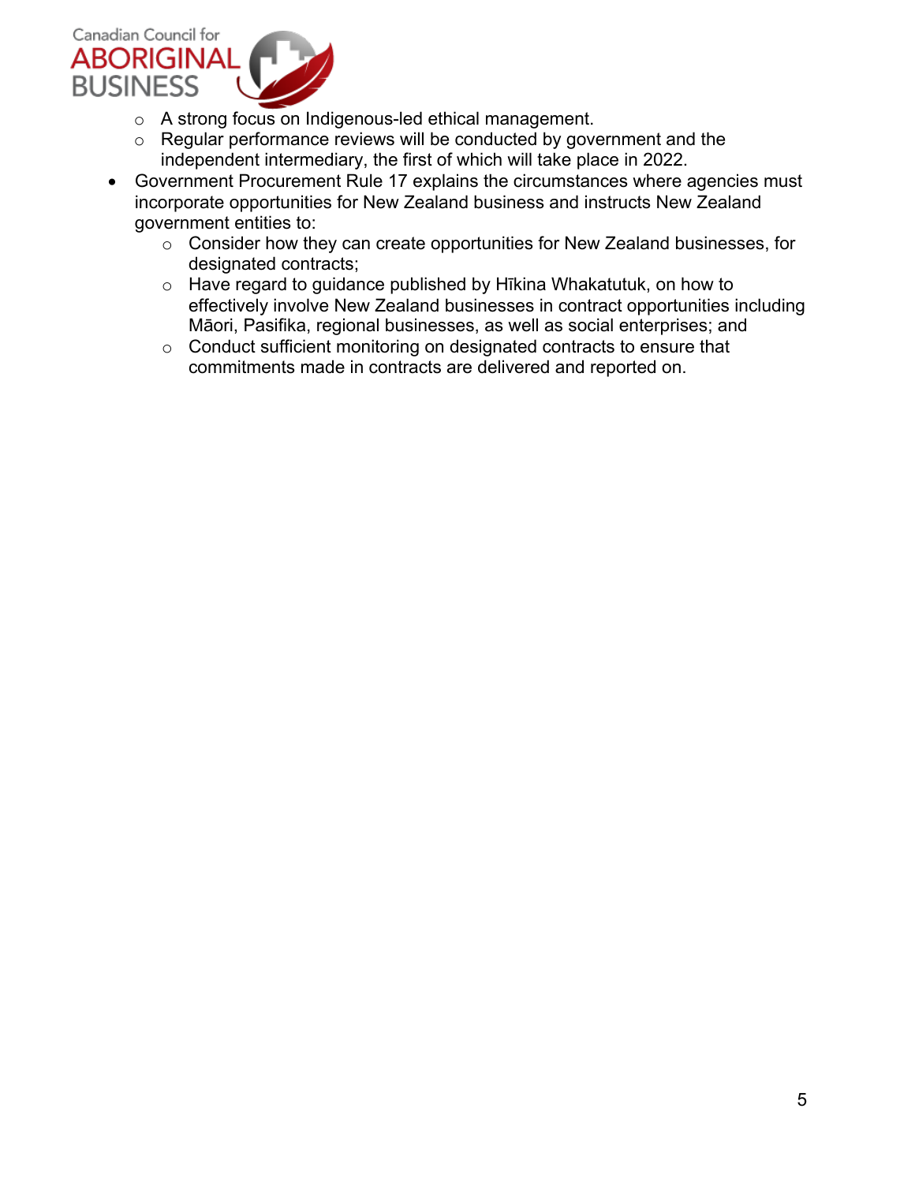- A strong focus on Indigenous-led ethical management.
  - Regular performance reviews will be conducted by government and the independent intermediary, the first of which will take place in 2022.
- Government Procurement Rule 17 explains the circumstances where agencies must incorporate opportunities for New Zealand business and instructs New Zealand government entities to:
  - Consider how they can create opportunities for New Zealand businesses, for designated contracts;
  - Have regard to guidance published by Hīkina Whakatutuk, on how to effectively involve New Zealand businesses in contract opportunities including Māori, Pasifika, regional businesses, as well as social enterprises; and
  - Conduct sufficient monitoring on designated contracts to ensure that commitments made in contracts are delivered and reported on.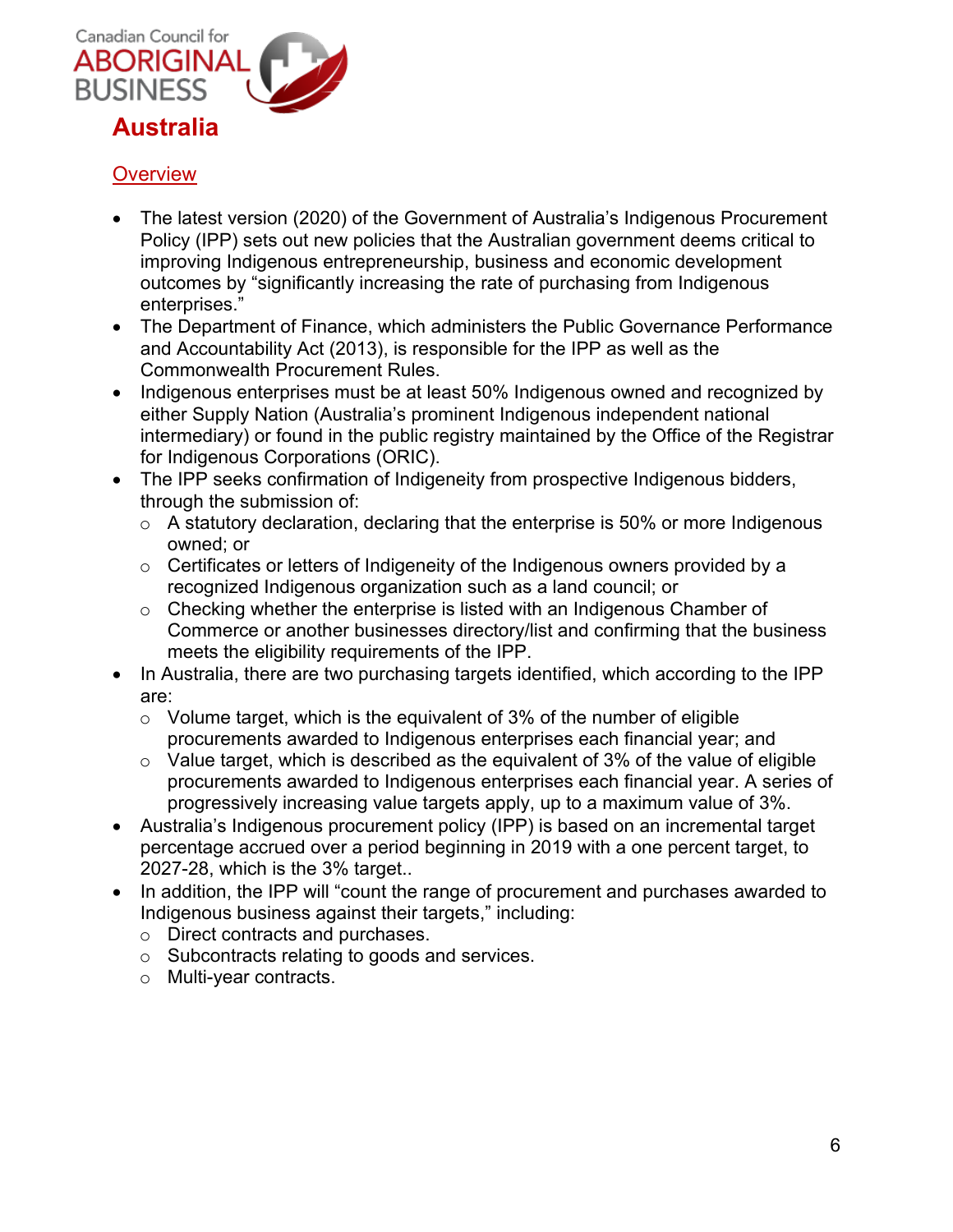# Australia

## Overview

- The latest version (2020) of the Government of Australia's Indigenous Procurement Policy (IPP) sets out new policies that the Australian government deems critical to improving Indigenous entrepreneurship, business and economic development outcomes by "significantly increasing the rate of purchasing from Indigenous enterprises."
- The Department of Finance, which administers the Public Governance Performance and Accountability Act (2013), is responsible for the IPP as well as the Commonwealth Procurement Rules.
- Indigenous enterprises must be at least 50% Indigenous owned and recognized by either Supply Nation (Australia's prominent Indigenous independent national intermediary) or found in the public registry maintained by the Office of the Registrar for Indigenous Corporations (ORIC).
- The IPP seeks confirmation of Indigeneity from prospective Indigenous bidders, through the submission of:
  - A statutory declaration, declaring that the enterprise is 50% or more Indigenous owned; or
  - Certificates or letters of Indigeneity of the Indigenous owners provided by a recognized Indigenous organization such as a land council; or
  - Checking whether the enterprise is listed with an Indigenous Chamber of Commerce or another businesses directory/list and confirming that the business meets the eligibility requirements of the IPP.
- In Australia, there are two purchasing targets identified, which according to the IPP are:
  - Volume target, which is the equivalent of 3% of the number of eligible procurements awarded to Indigenous enterprises each financial year; and
  - Value target, which is described as the equivalent of 3% of the value of eligible procurements awarded to Indigenous enterprises each financial year. A series of progressively increasing value targets apply, up to a maximum value of 3%.
- Australia's Indigenous procurement policy (IPP) is based on an incremental target percentage accrued over a period beginning in 2019 with a one percent target, to 2027-28, which is the 3% target..
- In addition, the IPP will "count the range of procurement and purchases awarded to Indigenous business against their targets," including:
  - Direct contracts and purchases.
  - Subcontracts relating to goods and services.
  - Multi-year contracts.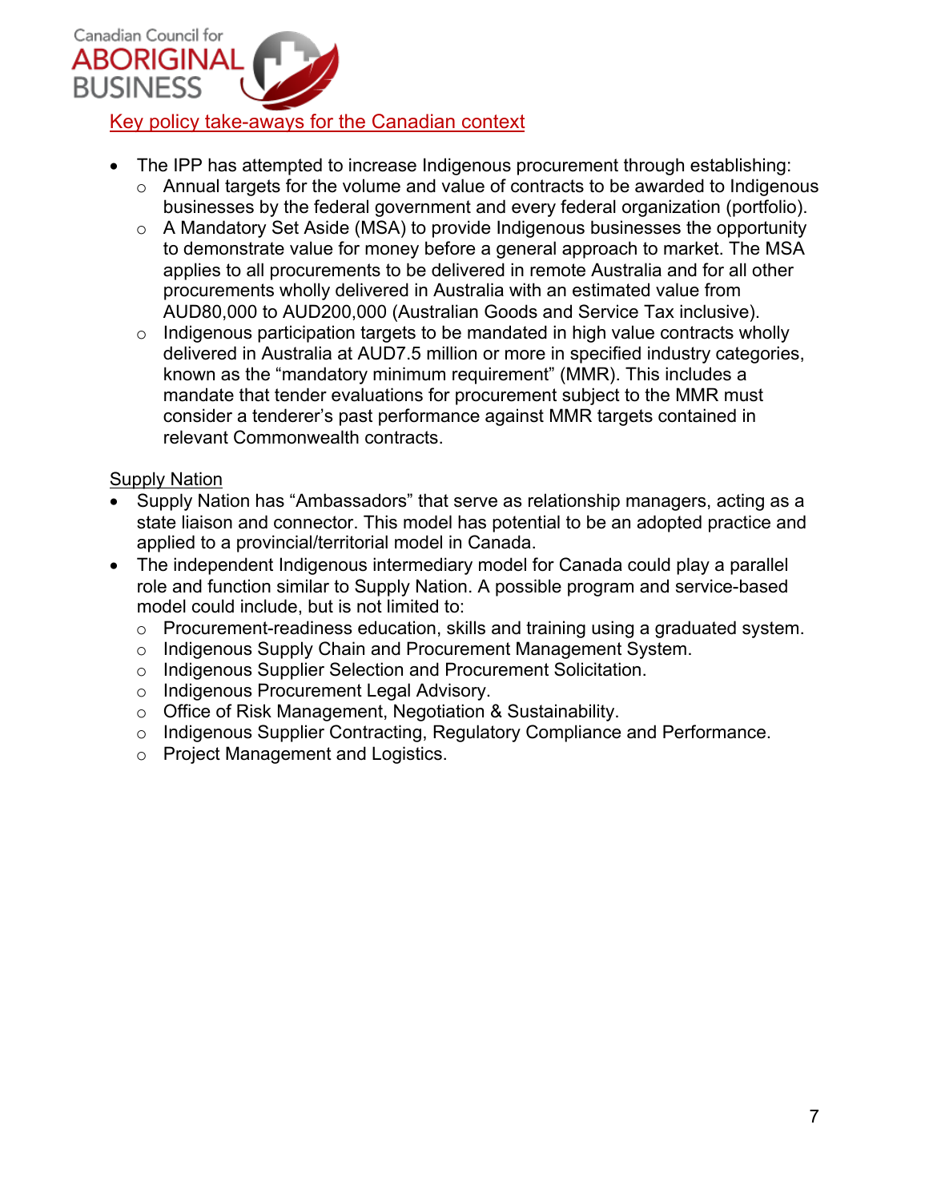Key policy take-aways for the Canadian context

- The IPP has attempted to increase Indigenous procurement through establishing:
  - Annual targets for the volume and value of contracts to be awarded to Indigenous businesses by the federal government and every federal organization (portfolio).
  - A Mandatory Set Aside (MSA) to provide Indigenous businesses the opportunity to demonstrate value for money before a general approach to market. The MSA applies to all procurements to be delivered in remote Australia and for all other procurements wholly delivered in Australia with an estimated value from AUD80,000 to AUD200,000 (Australian Goods and Service Tax inclusive).
  - Indigenous participation targets to be mandated in high value contracts wholly delivered in Australia at AUD7.5 million or more in specified industry categories, known as the "mandatory minimum requirement" (MMR). This includes a mandate that tender evaluations for procurement subject to the MMR must consider a tenderer's past performance against MMR targets contained in relevant Commonwealth contracts.

Supply Nation

- Supply Nation has "Ambassadors" that serve as relationship managers, acting as a state liaison and connector. This model has potential to be an adopted practice and applied to a provincial/territorial model in Canada.
- The independent Indigenous intermediary model for Canada could play a parallel role and function similar to Supply Nation. A possible program and service-based model could include, but is not limited to:
  - Procurement-readiness education, skills and training using a graduated system.
  - Indigenous Supply Chain and Procurement Management System.
  - Indigenous Supplier Selection and Procurement Solicitation.
  - Indigenous Procurement Legal Advisory.
  - Office of Risk Management, Negotiation & Sustainability.
  - Indigenous Supplier Contracting, Regulatory Compliance and Performance.
  - Project Management and Logistics.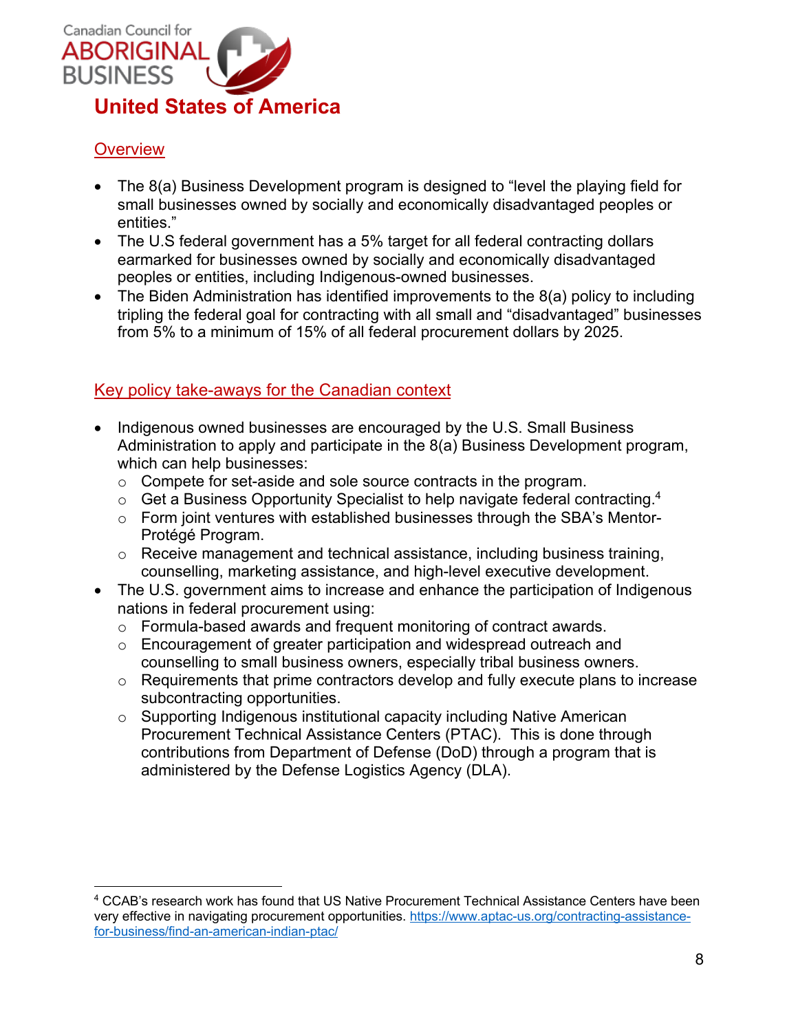# United States of America

## Overview

- The 8(a) Business Development program is designed to "level the playing field for small businesses owned by socially and economically disadvantaged peoples or entities."
- The U.S federal government has a 5% target for all federal contracting dollars earmarked for businesses owned by socially and economically disadvantaged peoples or entities, including Indigenous-owned businesses.
- The Biden Administration has identified improvements to the 8(a) policy to including tripling the federal goal for contracting with all small and "disadvantaged" businesses from 5% to a minimum of 15% of all federal procurement dollars by 2025.

## Key policy take-aways for the Canadian context

- Indigenous owned businesses are encouraged by the U.S. Small Business Administration to apply and participate in the 8(a) Business Development program, which can help businesses:
  - Compete for set-aside and sole source contracts in the program.
  - Get a Business Opportunity Specialist to help navigate federal contracting.[4]
  - Form joint ventures with established businesses through the SBA's Mentor-Protégé Program.
  - Receive management and technical assistance, including business training, counselling, marketing assistance, and high-level executive development.
- The U.S. government aims to increase and enhance the participation of Indigenous nations in federal procurement using:
  - Formula-based awards and frequent monitoring of contract awards.
  - Encouragement of greater participation and widespread outreach and counselling to small business owners, especially tribal business owners.
  - Requirements that prime contractors develop and fully execute plans to increase subcontracting opportunities.
  - Supporting Indigenous institutional capacity including Native American Procurement Technical Assistance Centers (PTAC). This is done through contributions from Department of Defense (DoD) through a program that is administered by the Defense Logistics Agency (DLA).

---

[4] CCAB's research work has found that US Native Procurement Technical Assistance Centers have been very effective in navigating procurement opportunities. https://www.aptac-us.org/contracting-assistance-for-business/find-an-american-indian-ptac/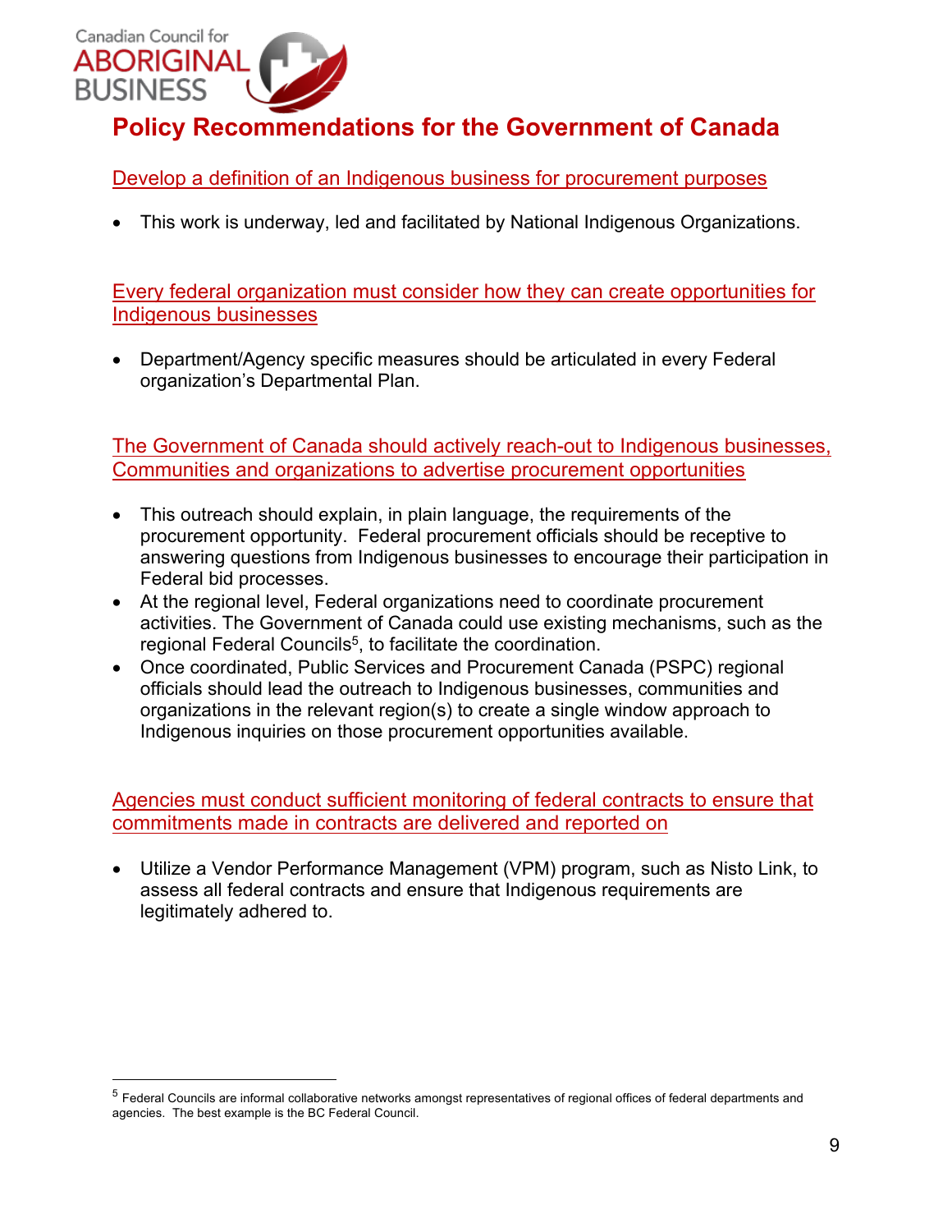# Policy Recommendations for the Government of Canada

## Develop a definition of an Indigenous business for procurement purposes

- This work is underway, led and facilitated by National Indigenous Organizations.

## Every federal organization must consider how they can create opportunities for Indigenous businesses

- Department/Agency specific measures should be articulated in every Federal organization's Departmental Plan.

## The Government of Canada should actively reach-out to Indigenous businesses, Communities and organizations to advertise procurement opportunities

- This outreach should explain, in plain language, the requirements of the procurement opportunity. Federal procurement officials should be receptive to answering questions from Indigenous businesses to encourage their participation in Federal bid processes.
- At the regional level, Federal organizations need to coordinate procurement activities. The Government of Canada could use existing mechanisms, such as the regional Federal Councils[5], to facilitate the coordination.
- Once coordinated, Public Services and Procurement Canada (PSPC) regional officials should lead the outreach to Indigenous businesses, communities and organizations in the relevant region(s) to create a single window approach to Indigenous inquiries on those procurement opportunities available.

## Agencies must conduct sufficient monitoring of federal contracts to ensure that commitments made in contracts are delivered and reported on

- Utilize a Vendor Performance Management (VPM) program, such as Nisto Link, to assess all federal contracts and ensure that Indigenous requirements are legitimately adhered to.

---

[5] Federal Councils are informal collaborative networks amongst representatives of regional offices of federal departments and agencies. The best example is the BC Federal Council.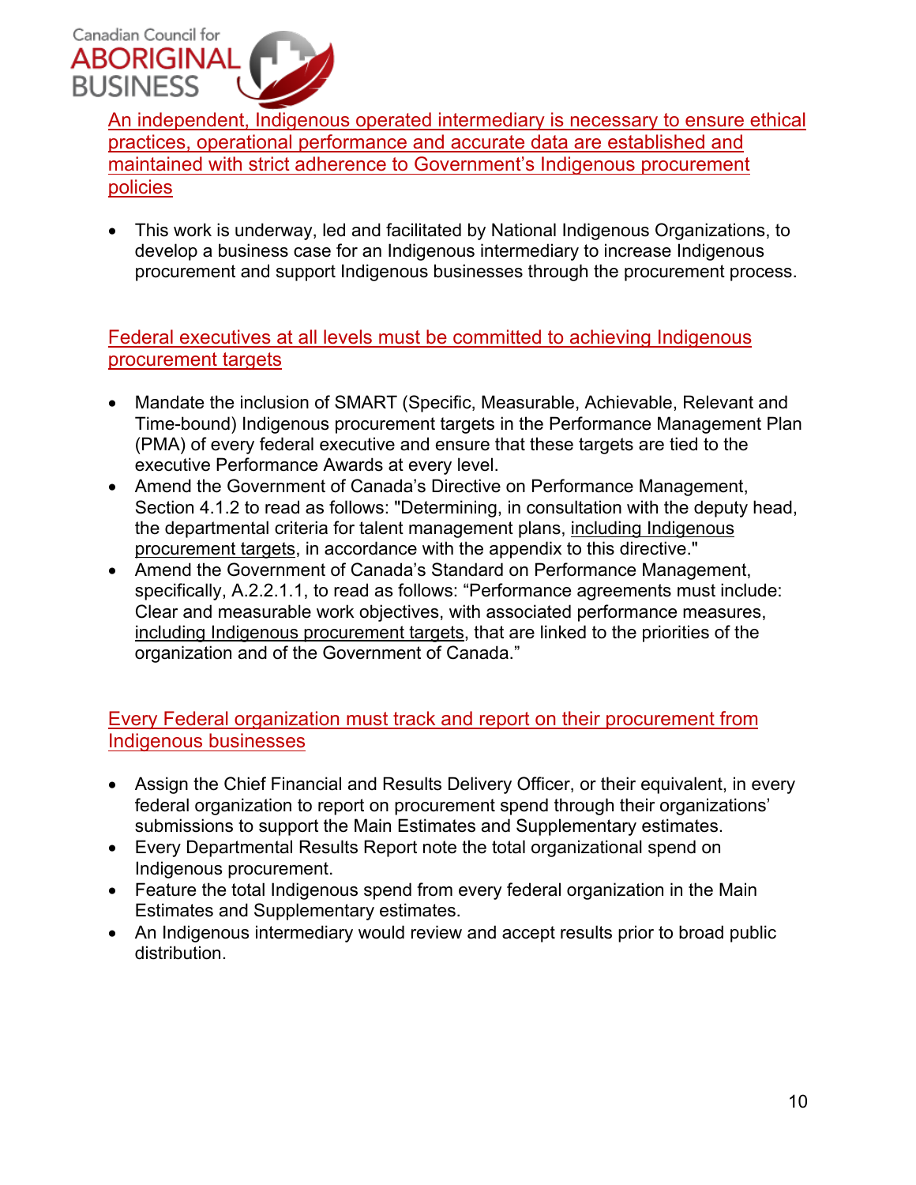## An independent, Indigenous operated intermediary is necessary to ensure ethical practices, operational performance and accurate data are established and maintained with strict adherence to Government's Indigenous procurement policies

- This work is underway, led and facilitated by National Indigenous Organizations, to develop a business case for an Indigenous intermediary to increase Indigenous procurement and support Indigenous businesses through the procurement process.

## Federal executives at all levels must be committed to achieving Indigenous procurement targets

- Mandate the inclusion of SMART (Specific, Measurable, Achievable, Relevant and Time-bound) Indigenous procurement targets in the Performance Management Plan (PMA) of every federal executive and ensure that these targets are tied to the executive Performance Awards at every level.
- Amend the Government of Canada's Directive on Performance Management, Section 4.1.2 to read as follows: "Determining, in consultation with the deputy head, the departmental criteria for talent management plans, <u>including Indigenous procurement targets</u>, in accordance with the appendix to this directive."
- Amend the Government of Canada's Standard on Performance Management, specifically, A.2.2.1.1, to read as follows: "Performance agreements must include: Clear and measurable work objectives, with associated performance measures, <u>including Indigenous procurement targets</u>, that are linked to the priorities of the organization and of the Government of Canada."

## Every Federal organization must track and report on their procurement from Indigenous businesses

- Assign the Chief Financial and Results Delivery Officer, or their equivalent, in every federal organization to report on procurement spend through their organizations' submissions to support the Main Estimates and Supplementary estimates.
- Every Departmental Results Report note the total organizational spend on Indigenous procurement.
- Feature the total Indigenous spend from every federal organization in the Main Estimates and Supplementary estimates.
- An Indigenous intermediary would review and accept results prior to broad public distribution.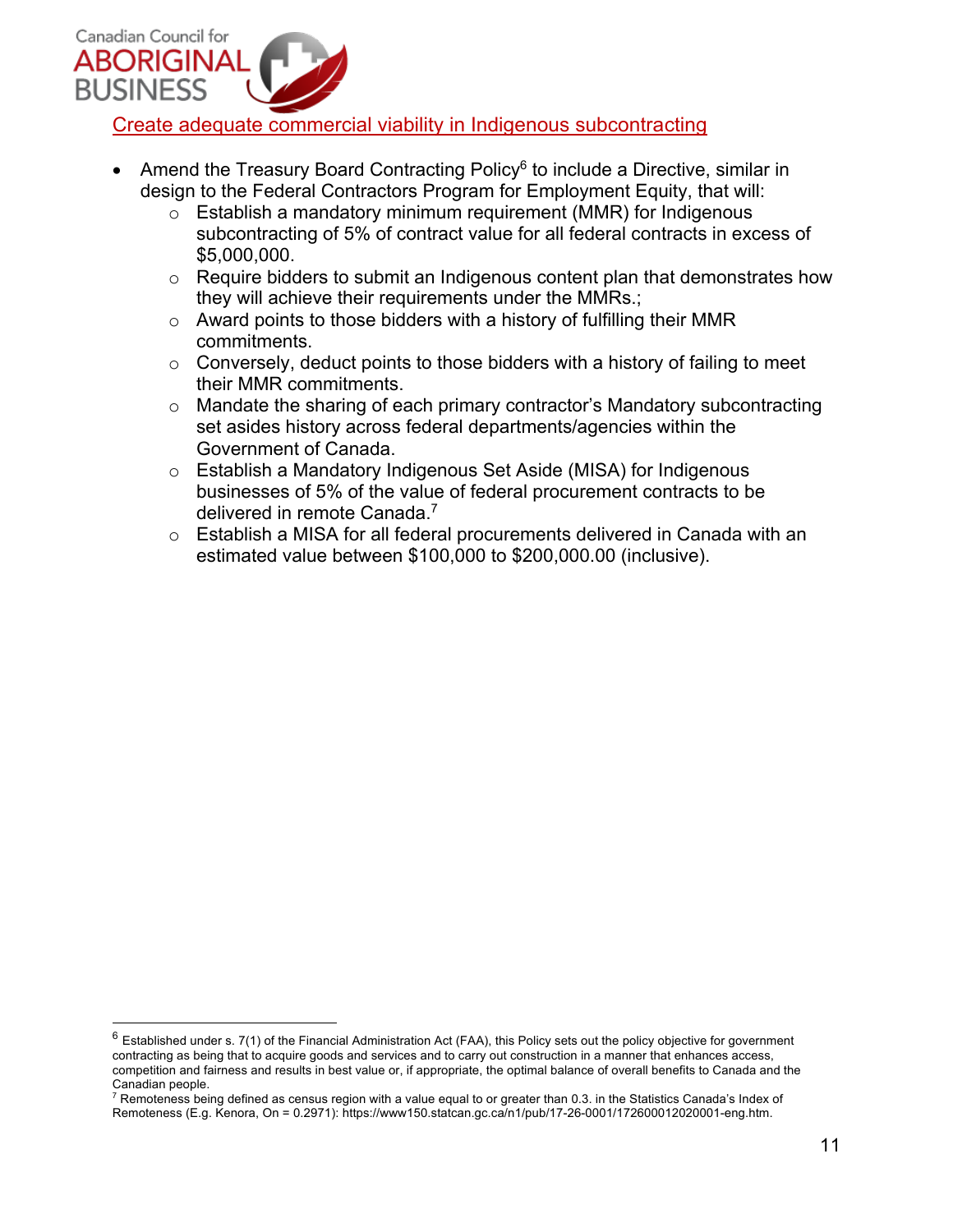## Create adequate commercial viability in Indigenous subcontracting

- Amend the Treasury Board Contracting Policy[6] to include a Directive, similar in design to the Federal Contractors Program for Employment Equity, that will:
  - Establish a mandatory minimum requirement (MMR) for Indigenous subcontracting of 5% of contract value for all federal contracts in excess of $5,000,000.
  - Require bidders to submit an Indigenous content plan that demonstrates how they will achieve their requirements under the MMRs.;
  - Award points to those bidders with a history of fulfilling their MMR commitments.
  - Conversely, deduct points to those bidders with a history of failing to meet their MMR commitments.
  - Mandate the sharing of each primary contractor's Mandatory subcontracting set asides history across federal departments/agencies within the Government of Canada.
  - Establish a Mandatory Indigenous Set Aside (MISA) for Indigenous businesses of 5% of the value of federal procurement contracts to be delivered in remote Canada.[7]
  - Establish a MISA for all federal procurements delivered in Canada with an estimated value between $100,000 to $200,000.00 (inclusive).

---

[6] Established under s. 7(1) of the Financial Administration Act (FAA), this Policy sets out the policy objective for government contracting as being that to acquire goods and services and to carry out construction in a manner that enhances access, competition and fairness and results in best value or, if appropriate, the optimal balance of overall benefits to Canada and the Canadian people.

[7] Remoteness being defined as census region with a value equal to or greater than 0.3. in the Statistics Canada's Index of Remoteness (E.g. Kenora, On = 0.2971): https://www150.statcan.gc.ca/n1/pub/17-26-0001/172600012020001-eng.htm.